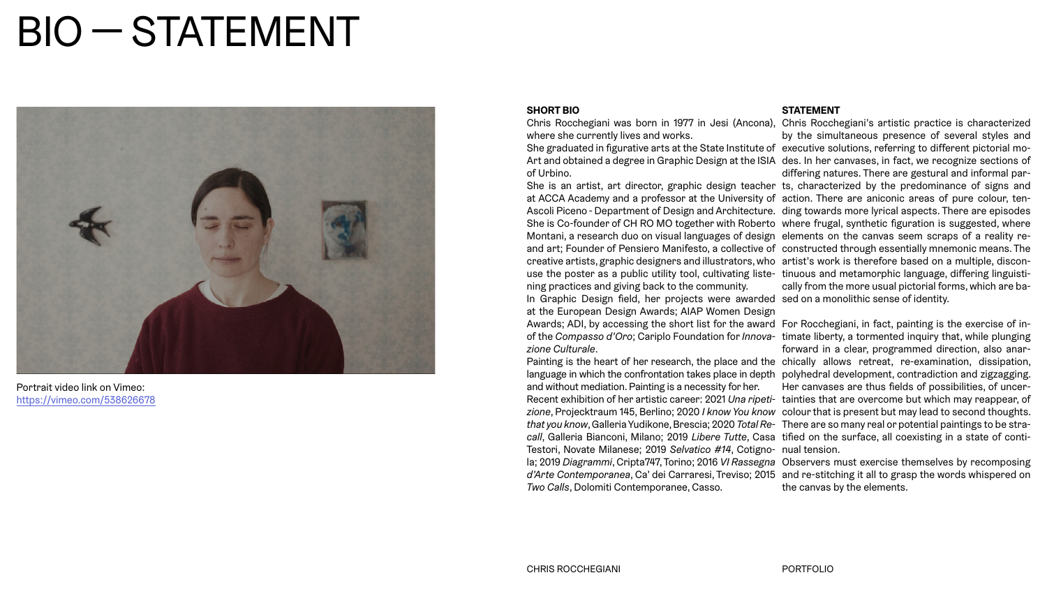# BIO — STATEMENT

Portrait video link on Vimeo:
https://vimeo.com/538626678

**SHORT BIO**

Chris Rocchegiani was born in 1977 in Jesi (Ancona), where she currently lives and works.
She graduated in figurative arts at the State Institute of Art and obtained a degree in Graphic Design at the ISIA of Urbino.
She is an artist, art director, graphic design teacher at ACCA Academy and a professor at the University of Ascoli Piceno - Department of Design and Architecture. She is Co-founder of CH RO MO together with Roberto Montani, a research duo on visual languages of design and art; Founder of Pensiero Manifesto, a collective of creative artists, graphic designers and illustrators, who use the poster as a public utility tool, cultivating listening practices and giving back to the community.
In Graphic Design field, her projects were awarded at the European Design Awards; AIAP Women Design Awards; ADI, by accessing the short list for the award of the *Compasso d'Oro*; Cariplo Foundation for *Innovazione Culturale*.
Painting is the heart of her research, the place and the language in which the confrontation takes place in depth and without mediation. Painting is a necessity for her.
Recent exhibition of her artistic career: 2021 *Una ripetizione*, Projecktraum 145, Berlino; 2020 *I know You know that you know*, Galleria Yudikone, Brescia; 2020 *Total Recall*, Galleria Bianconi, Milano; 2019 *Libere Tutte*, Casa Testori, Novate Milanese; 2019 *Selvatico #14*, Cotignola; 2019 *Diagrammi*, Cripta747, Torino; 2016 *VI Rassegna d'Arte Contemporanea*, Ca' dei Carraresi, Treviso; 2015 *Two Calls*, Dolomiti Contemporanee, Casso.

**STATEMENT**

Chris Rocchegiani's artistic practice is characterized by the simultaneous presence of several styles and executive solutions, referring to different pictorial modes. In her canvases, in fact, we recognize sections of differing natures. There are gestural and informal parts, characterized by the predominance of signs and action. There are aniconic areas of pure colour, tending towards more lyrical aspects. There are episodes where frugal, synthetic figuration is suggested, where elements on the canvas seem scraps of a reality reconstructed through essentially mnemonic means. The artist's work is therefore based on a multiple, discontinuous and metamorphic language, differing linguistically from the more usual pictorial forms, which are based on a monolithic sense of identity.

For Rocchegiani, in fact, painting is the exercise of intimate liberty, a tormented inquiry that, while plunging forward in a clear, programmed direction, also anarchically allows retreat, re-examination, dissipation, polyhedral development, contradiction and zigzagging. Her canvases are thus fields of possibilities, of uncertainties that are overcome but which may reappear, of colour that is present but may lead to second thoughts. There are so many real or potential paintings to be stratified on the surface, all coexisting in a state of continual tension.
Observers must exercise themselves by recomposing and re-stitching it all to grasp the words whispered on the canvas by the elements.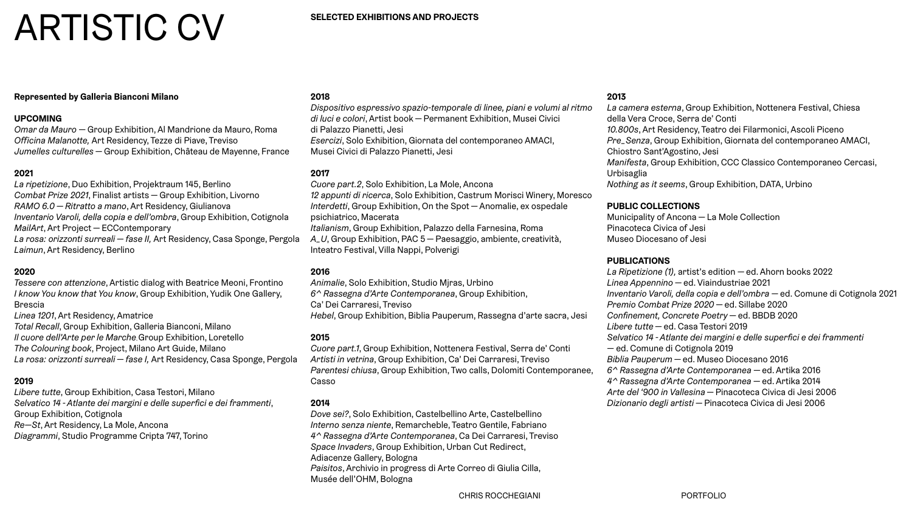# ARTISTIC CV

**SELECTED EXHIBITIONS AND PROJECTS**

**Represented by Galleria Bianconi Milano**

**UPCOMING**

*Omar da Mauro* — Group Exhibition, Al Mandrione da Mauro, Roma
*Officina Malanotte,* Art Residency, Tezze di Piave, Treviso
*Jumelles culturelles* — Group Exhibition, Château de Mayenne, France

**2021**

*La ripetizione*, Duo Exhibition, Projektraum 145, Berlino
*Combat Prize 2021*, Finalist artists — Group Exhibition, Livorno
*RAMO 6.0 — Ritratto a mano*, Art Residency, Giulianova
*Inventario Varoli, della copia e dell'ombra*, Group Exhibition, Cotignola
*MailArt*, Art Project — ECContemporary
*La rosa: orizzonti surreali — fase II,* Art Residency, Casa Sponge, Pergola
*Laimun*, Art Residency, Berlino

**2020**

*Tessere con attenzione*, Artistic dialog with Beatrice Meoni, Frontino
*I know You know that You know*, Group Exhibition, Yudik One Gallery, Brescia
*Linea 1201*, Art Residency, Amatrice
*Total Recall*, Group Exhibition, Galleria Bianconi, Milano
*Il cuore dell'Arte per le Marche*, Group Exhibition, Loretello
*The Colouring book*, Project, Milano Art Guide, Milano
*La rosa: orizzonti surreali — fase I,* Art Residency, Casa Sponge, Pergola

**2019**

*Libere tutte*, Group Exhibition, Casa Testori, Milano
*Selvatico 14 - Atlante dei margini e delle superfici e dei frammenti*, Group Exhibition, Cotignola
*Re—St*, Art Residency, La Mole, Ancona
*Diagrammi*, Studio Programme Cripta 747, Torino

**2018**

*Dispositivo espressivo spazio-temporale di linee, piani e volumi al ritmo di luci e colori*, Artist book — Permanent Exhibition, Musei Civici di Palazzo Pianetti, Jesi
*Esercizi*, Solo Exhibition, Giornata del contemporaneo AMACI, Musei Civici di Palazzo Pianetti, Jesi

**2017**

*Cuore part.2*, Solo Exhibition, La Mole, Ancona
*12 appunti di ricerca*, Solo Exhibition, Castrum Morisci Winery, Moresco
*Interdetti*, Group Exhibition, On the Spot — Anomalie, ex ospedale psichiatrico, Macerata
*Italianism*, Group Exhibition, Palazzo della Farnesina, Roma
*A_U*, Group Exhibition, PAC 5 — Paesaggio, ambiente, creatività, Inteatro Festival, Villa Nappi, Polverigi

**2016**

*Animalie*, Solo Exhibition, Studio Mjras, Urbino
*6^ Rassegna d'Arte Contemporanea*, Group Exhibition, Ca' Dei Carraresi, Treviso
*Hebel*, Group Exhibition, Biblia Pauperum, Rassegna d'arte sacra, Jesi

**2015**

*Cuore part.1*, Group Exhibition, Nottenera Festival, Serra de' Conti
*Artisti in vetrina*, Group Exhibition, Ca' Dei Carraresi, Treviso
*Parentesi chiusa*, Group Exhibition, Two calls, Dolomiti Contemporanee, Casso

**2014**

*Dove sei?*, Solo Exhibition, Castelbellino Arte, Castelbellino
*Interno senza niente*, Remarcheble, Teatro Gentile, Fabriano
*4^ Rassegna d'Arte Contemporanea*, Ca Dei Carraresi, Treviso
*Space Invaders*, Group Exhibition, Urban Cut Redirect, Adiacenze Gallery, Bologna
*Paisitos*, Archivio in progress di Arte Correo di Giulia Cilla, Musée dell'OHM, Bologna

**2013**

*La camera esterna*, Group Exhibition, Nottenera Festival, Chiesa della Vera Croce, Serra de' Conti
*10.800s*, Art Residency, Teatro dei Filarmonici, Ascoli Piceno
*Pre_Senza*, Group Exhibition, Giornata del contemporaneo AMACI, Chiostro Sant'Agostino, Jesi
*Manifesta*, Group Exhibition, CCC Classico Contemporaneo Cercasi, Urbisaglia
*Nothing as it seems*, Group Exhibition, DATA, Urbino

**PUBLIC COLLECTIONS**

Municipality of Ancona — La Mole Collection
Pinacoteca Civica of Jesi
Museo Diocesano of Jesi

**PUBLICATIONS**

*La Ripetizione (1),* artist's edition — ed. Ahorn books 2022
*Linea Appennino* — ed. Viaindustriae 2021
*Inventario Varoli, della copia e dell'ombra* — ed. Comune di Cotignola 2021
*Premio Combat Prize 2020* — ed. Sillabe 2020
*Confinement, Concrete Poetry* — ed. BBDB 2020
*Libere tutte* — ed. Casa Testori 2019
*Selvatico 14 - Atlante dei margini e delle superfici e dei frammenti* — ed. Comune di Cotignola 2019
*Biblia Pauperum* — ed. Museo Diocesano 2016
*6^ Rassegna d'Arte Contemporanea* — ed. Artika 2016
*4^ Rassegna d'Arte Contemporanea* — ed. Artika 2014
*Arte del '900 in Vallesina* — Pinacoteca Civica di Jesi 2006
*Dizionario degli artisti* — Pinacoteca Civica di Jesi 2006